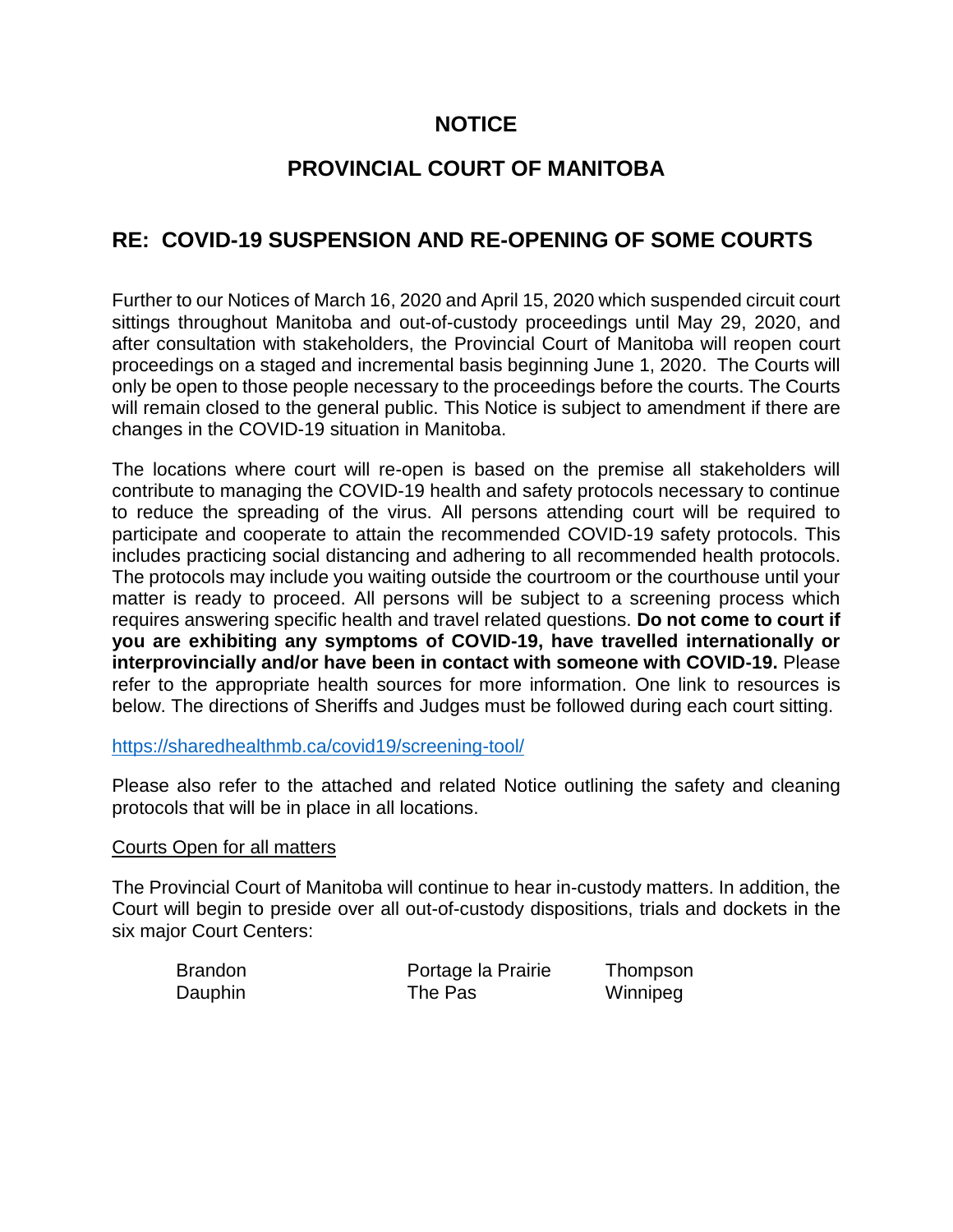# NOTICE

# PROVINCIAL COURT OF MANITOBA

## RE: COVID-19 SUSPENSION AND RE-OPENING OF SOME COURTS

Further to our Notices of March 16, 2020 and April 15, 2020 which suspended circuit court sittings throughout Manitoba and out-of-custody proceedings until May 29, 2020, and after consultation with stakeholders, the Provincial Court of Manitoba will reopen court proceedings on a staged and incremental basis beginning June 1, 2020. The Courts will only be open to those people necessary to the proceedings before the courts. The Courts will remain closed to the general public. This Notice is subject to amendment if there are changes in the COVID-19 situation in Manitoba.

The locations where court will re-open is based on the premise all stakeholders will contribute to managing the COVID-19 health and safety protocols necessary to continue to reduce the spreading of the virus. All persons attending court will be required to participate and cooperate to attain the recommended COVID-19 safety protocols. This includes practicing social distancing and adhering to all recommended health protocols. The protocols may include you waiting outside the courtroom or the courthouse until your matter is ready to proceed. All persons will be subject to a screening process which requires answering specific health and travel related questions. **Do not come to court if you are exhibiting any symptoms of COVID-19, have travelled internationally or interprovincially and/or have been in contact with someone with COVID-19.** Please refer to the appropriate health sources for more information. One link to resources is below. The directions of Sheriffs and Judges must be followed during each court sitting.

https://sharedhealthmb.ca/covid19/screening-tool/

Please also refer to the attached and related Notice outlining the safety and cleaning protocols that will be in place in all locations.

Courts Open for all matters

The Provincial Court of Manitoba will continue to hear in-custody matters. In addition, the Court will begin to preside over all out-of-custody dispositions, trials and dockets in the six major Court Centers:

| | | |
|---|---|---|
| Brandon | Portage la Prairie | Thompson |
| Dauphin | The Pas | Winnipeg |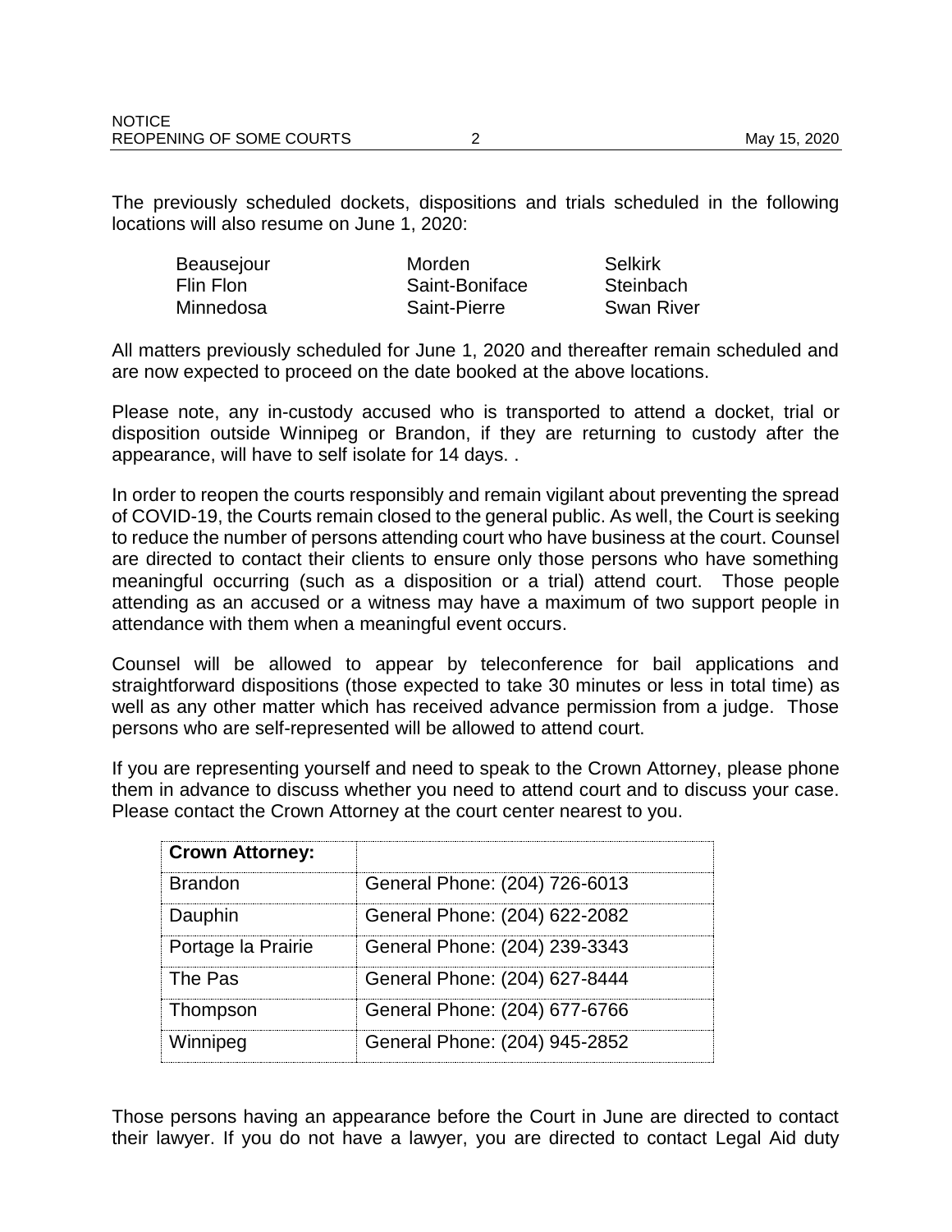The previously scheduled dockets, dispositions and trials scheduled in the following locations will also resume on June 1, 2020:

| | | |
|---|---|---|
| Beausejour | Morden | Selkirk |
| Flin Flon | Saint-Boniface | Steinbach |
| Minnedosa | Saint-Pierre | Swan River |

All matters previously scheduled for June 1, 2020 and thereafter remain scheduled and are now expected to proceed on the date booked at the above locations.

Please note, any in-custody accused who is transported to attend a docket, trial or disposition outside Winnipeg or Brandon, if they are returning to custody after the appearance, will have to self isolate for 14 days. .

In order to reopen the courts responsibly and remain vigilant about preventing the spread of COVID-19, the Courts remain closed to the general public. As well, the Court is seeking to reduce the number of persons attending court who have business at the court. Counsel are directed to contact their clients to ensure only those persons who have something meaningful occurring (such as a disposition or a trial) attend court. Those people attending as an accused or a witness may have a maximum of two support people in attendance with them when a meaningful event occurs.

Counsel will be allowed to appear by teleconference for bail applications and straightforward dispositions (those expected to take 30 minutes or less in total time) as well as any other matter which has received advance permission from a judge. Those persons who are self-represented will be allowed to attend court.

If you are representing yourself and need to speak to the Crown Attorney, please phone them in advance to discuss whether you need to attend court and to discuss your case. Please contact the Crown Attorney at the court center nearest to you.

| **Crown Attorney:** | |
|---|---|
| Brandon | General Phone: (204) 726-6013 |
| Dauphin | General Phone: (204) 622-2082 |
| Portage la Prairie | General Phone: (204) 239-3343 |
| The Pas | General Phone: (204) 627-8444 |
| Thompson | General Phone: (204) 677-6766 |
| Winnipeg | General Phone: (204) 945-2852 |

Those persons having an appearance before the Court in June are directed to contact their lawyer. If you do not have a lawyer, you are directed to contact Legal Aid duty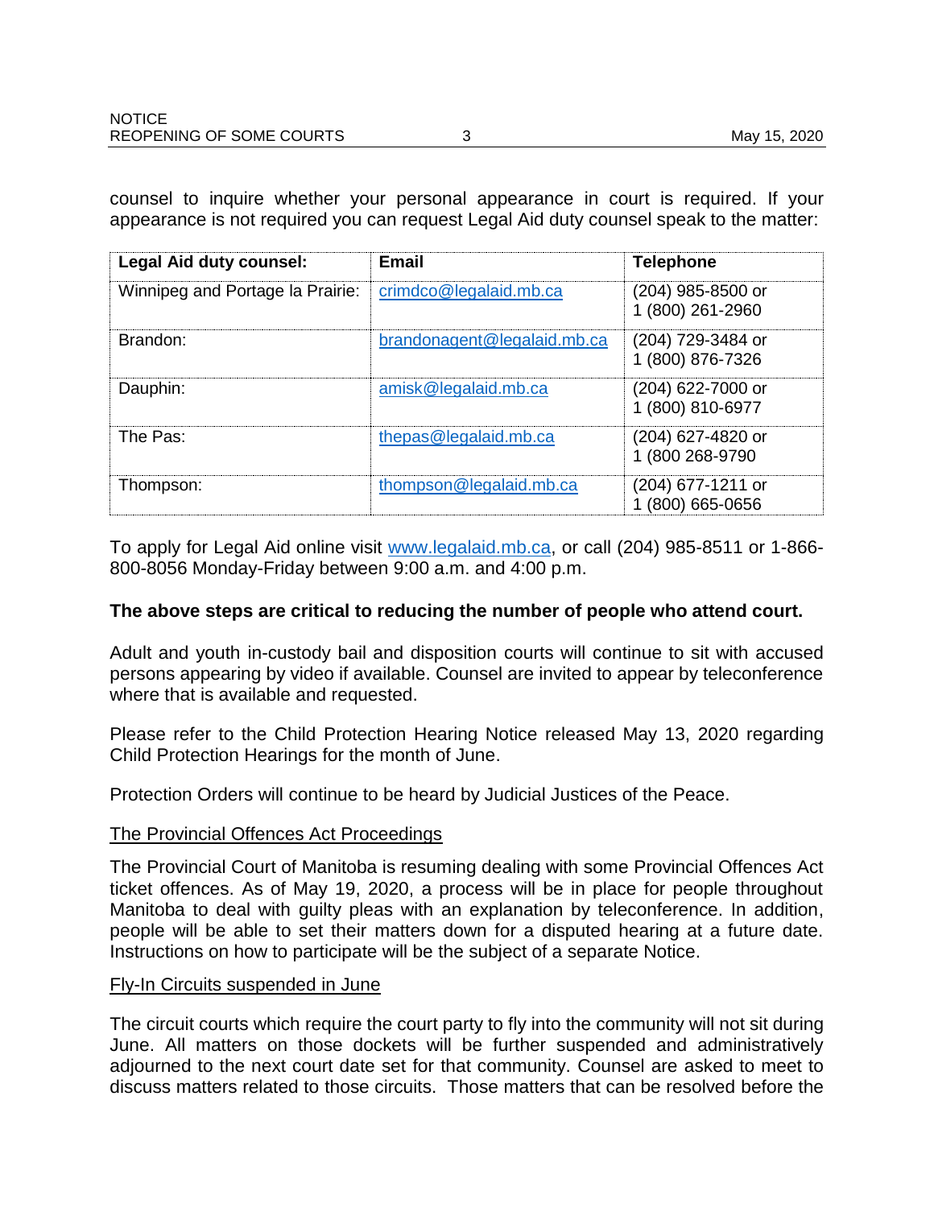counsel to inquire whether your personal appearance in court is required. If your appearance is not required you can request Legal Aid duty counsel speak to the matter:

| **Legal Aid duty counsel:** | **Email** | **Telephone** |
|---|---|---|
| Winnipeg and Portage la Prairie: | crimdco@legalaid.mb.ca | (204) 985-8500 or 1 (800) 261-2960 |
| Brandon: | brandonagent@legalaid.mb.ca | (204) 729-3484 or 1 (800) 876-7326 |
| Dauphin: | amisk@legalaid.mb.ca | (204) 622-7000 or 1 (800) 810-6977 |
| The Pas: | thepas@legalaid.mb.ca | (204) 627-4820 or 1 (800 268-9790 |
| Thompson: | thompson@legalaid.mb.ca | (204) 677-1211 or 1 (800) 665-0656 |

To apply for Legal Aid online visit www.legalaid.mb.ca, or call (204) 985-8511 or 1-866-800-8056 Monday-Friday between 9:00 a.m. and 4:00 p.m.

**The above steps are critical to reducing the number of people who attend court.**

Adult and youth in-custody bail and disposition courts will continue to sit with accused persons appearing by video if available. Counsel are invited to appear by teleconference where that is available and requested.

Please refer to the Child Protection Hearing Notice released May 13, 2020 regarding Child Protection Hearings for the month of June.

Protection Orders will continue to be heard by Judicial Justices of the Peace.

<u>The Provincial Offences Act Proceedings</u>

The Provincial Court of Manitoba is resuming dealing with some Provincial Offences Act ticket offences. As of May 19, 2020, a process will be in place for people throughout Manitoba to deal with guilty pleas with an explanation by teleconference. In addition, people will be able to set their matters down for a disputed hearing at a future date. Instructions on how to participate will be the subject of a separate Notice.

<u>Fly-In Circuits suspended in June</u>

The circuit courts which require the court party to fly into the community will not sit during June. All matters on those dockets will be further suspended and administratively adjourned to the next court date set for that community. Counsel are asked to meet to discuss matters related to those circuits. Those matters that can be resolved before the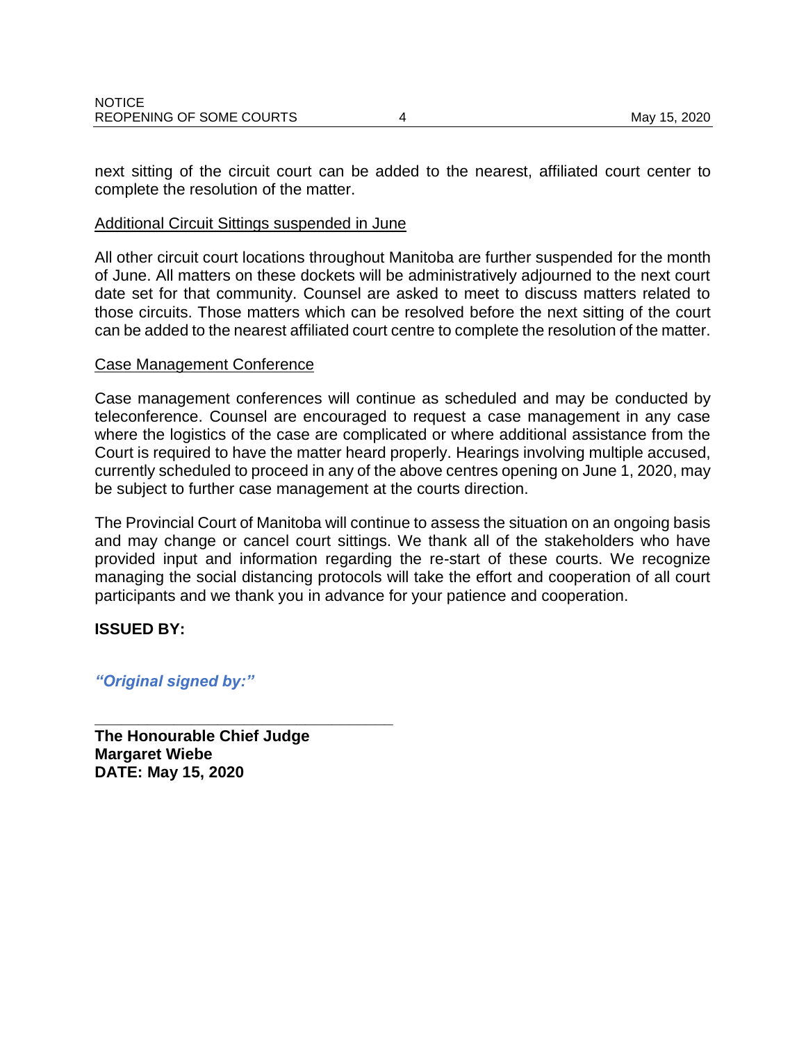next sitting of the circuit court can be added to the nearest, affiliated court center to complete the resolution of the matter.

<u>Additional Circuit Sittings suspended in June</u>

All other circuit court locations throughout Manitoba are further suspended for the month of June. All matters on these dockets will be administratively adjourned to the next court date set for that community. Counsel are asked to meet to discuss matters related to those circuits. Those matters which can be resolved before the next sitting of the court can be added to the nearest affiliated court centre to complete the resolution of the matter.

<u>Case Management Conference</u>

Case management conferences will continue as scheduled and may be conducted by teleconference. Counsel are encouraged to request a case management in any case where the logistics of the case are complicated or where additional assistance from the Court is required to have the matter heard properly. Hearings involving multiple accused, currently scheduled to proceed in any of the above centres opening on June 1, 2020, may be subject to further case management at the courts direction.

The Provincial Court of Manitoba will continue to assess the situation on an ongoing basis and may change or cancel court sittings. We thank all of the stakeholders who have provided input and information regarding the re-start of these courts. We recognize managing the social distancing protocols will take the effort and cooperation of all court participants and we thank you in advance for your patience and cooperation.

**ISSUED BY:**

***"Original signed by:"***

___________________________________

**The Honourable Chief Judge**
**Margaret Wiebe**
**DATE: May 15, 2020**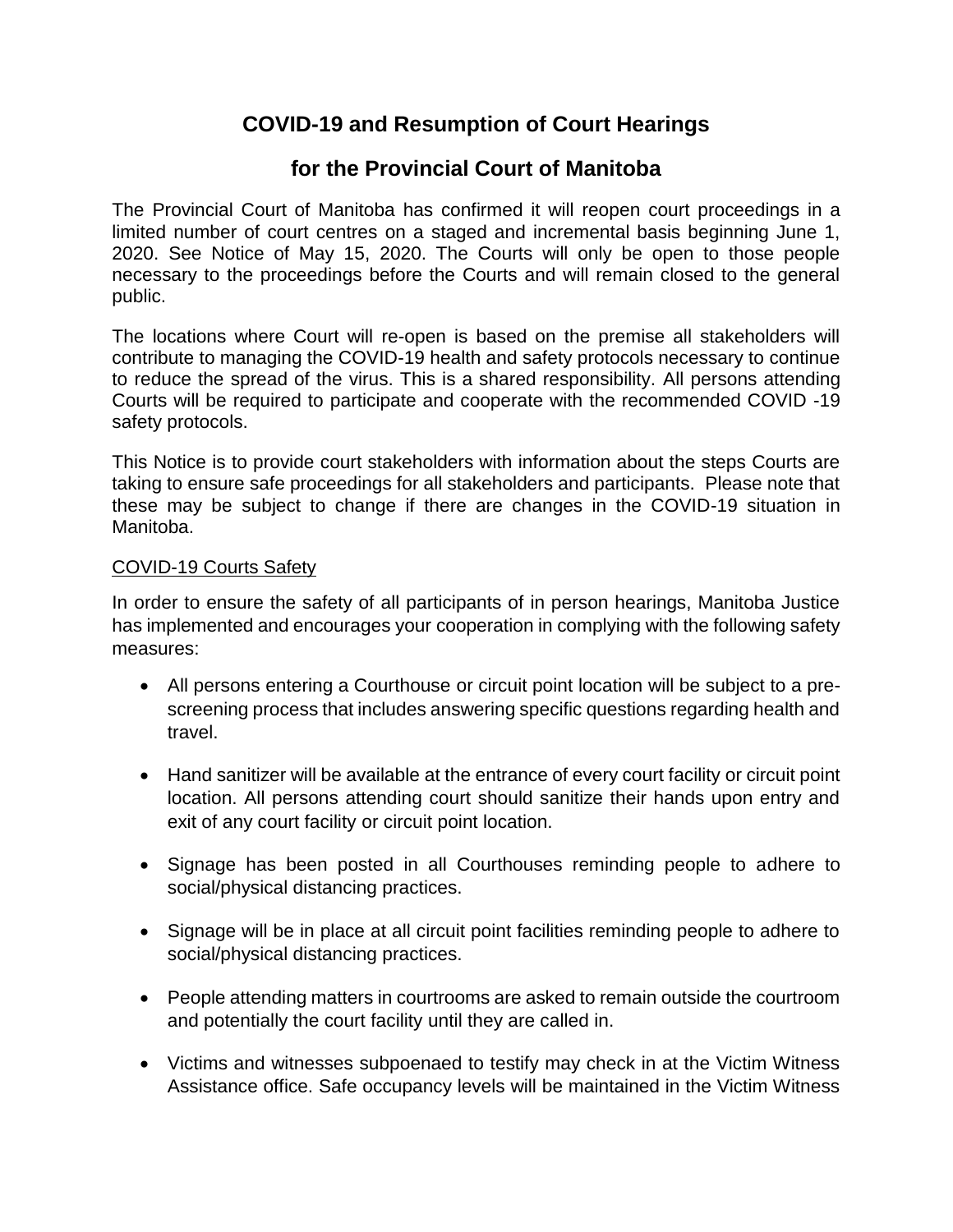# COVID-19 and Resumption of Court Hearings

# for the Provincial Court of Manitoba

The Provincial Court of Manitoba has confirmed it will reopen court proceedings in a limited number of court centres on a staged and incremental basis beginning June 1, 2020. See Notice of May 15, 2020. The Courts will only be open to those people necessary to the proceedings before the Courts and will remain closed to the general public.

The locations where Court will re-open is based on the premise all stakeholders will contribute to managing the COVID-19 health and safety protocols necessary to continue to reduce the spread of the virus. This is a shared responsibility. All persons attending Courts will be required to participate and cooperate with the recommended COVID -19 safety protocols.

This Notice is to provide court stakeholders with information about the steps Courts are taking to ensure safe proceedings for all stakeholders and participants. Please note that these may be subject to change if there are changes in the COVID-19 situation in Manitoba.

## COVID-19 Courts Safety

In order to ensure the safety of all participants of in person hearings, Manitoba Justice has implemented and encourages your cooperation in complying with the following safety measures:

- All persons entering a Courthouse or circuit point location will be subject to a pre-screening process that includes answering specific questions regarding health and travel.
- Hand sanitizer will be available at the entrance of every court facility or circuit point location. All persons attending court should sanitize their hands upon entry and exit of any court facility or circuit point location.
- Signage has been posted in all Courthouses reminding people to adhere to social/physical distancing practices.
- Signage will be in place at all circuit point facilities reminding people to adhere to social/physical distancing practices.
- People attending matters in courtrooms are asked to remain outside the courtroom and potentially the court facility until they are called in.
- Victims and witnesses subpoenaed to testify may check in at the Victim Witness Assistance office. Safe occupancy levels will be maintained in the Victim Witness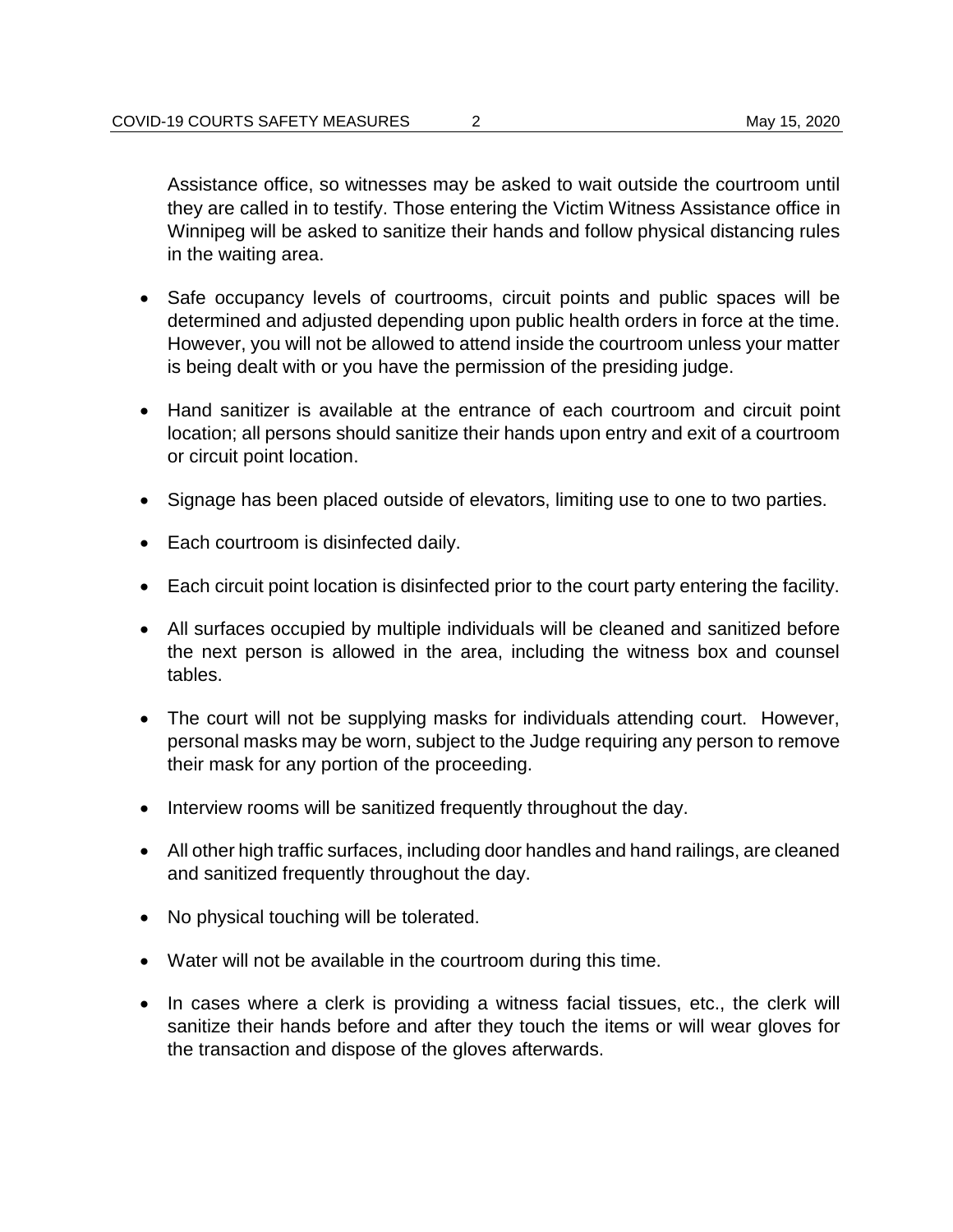Assistance office, so witnesses may be asked to wait outside the courtroom until they are called in to testify. Those entering the Victim Witness Assistance office in Winnipeg will be asked to sanitize their hands and follow physical distancing rules in the waiting area.

- Safe occupancy levels of courtrooms, circuit points and public spaces will be determined and adjusted depending upon public health orders in force at the time. However, you will not be allowed to attend inside the courtroom unless your matter is being dealt with or you have the permission of the presiding judge.
- Hand sanitizer is available at the entrance of each courtroom and circuit point location; all persons should sanitize their hands upon entry and exit of a courtroom or circuit point location.
- Signage has been placed outside of elevators, limiting use to one to two parties.
- Each courtroom is disinfected daily.
- Each circuit point location is disinfected prior to the court party entering the facility.
- All surfaces occupied by multiple individuals will be cleaned and sanitized before the next person is allowed in the area, including the witness box and counsel tables.
- The court will not be supplying masks for individuals attending court. However, personal masks may be worn, subject to the Judge requiring any person to remove their mask for any portion of the proceeding.
- Interview rooms will be sanitized frequently throughout the day.
- All other high traffic surfaces, including door handles and hand railings, are cleaned and sanitized frequently throughout the day.
- No physical touching will be tolerated.
- Water will not be available in the courtroom during this time.
- In cases where a clerk is providing a witness facial tissues, etc., the clerk will sanitize their hands before and after they touch the items or will wear gloves for the transaction and dispose of the gloves afterwards.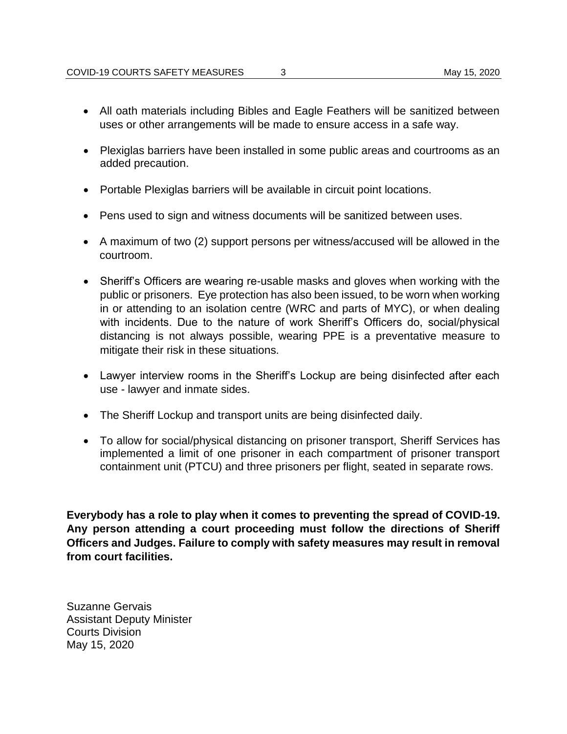- All oath materials including Bibles and Eagle Feathers will be sanitized between uses or other arrangements will be made to ensure access in a safe way.
- Plexiglas barriers have been installed in some public areas and courtrooms as an added precaution.
- Portable Plexiglas barriers will be available in circuit point locations.
- Pens used to sign and witness documents will be sanitized between uses.
- A maximum of two (2) support persons per witness/accused will be allowed in the courtroom.
- Sheriff's Officers are wearing re-usable masks and gloves when working with the public or prisoners. Eye protection has also been issued, to be worn when working in or attending to an isolation centre (WRC and parts of MYC), or when dealing with incidents. Due to the nature of work Sheriff's Officers do, social/physical distancing is not always possible, wearing PPE is a preventative measure to mitigate their risk in these situations.
- Lawyer interview rooms in the Sheriff's Lockup are being disinfected after each use - lawyer and inmate sides.
- The Sheriff Lockup and transport units are being disinfected daily.
- To allow for social/physical distancing on prisoner transport, Sheriff Services has implemented a limit of one prisoner in each compartment of prisoner transport containment unit (PTCU) and three prisoners per flight, seated in separate rows.

**Everybody has a role to play when it comes to preventing the spread of COVID-19. Any person attending a court proceeding must follow the directions of Sheriff Officers and Judges. Failure to comply with safety measures may result in removal from court facilities.**

Suzanne Gervais
Assistant Deputy Minister
Courts Division
May 15, 2020